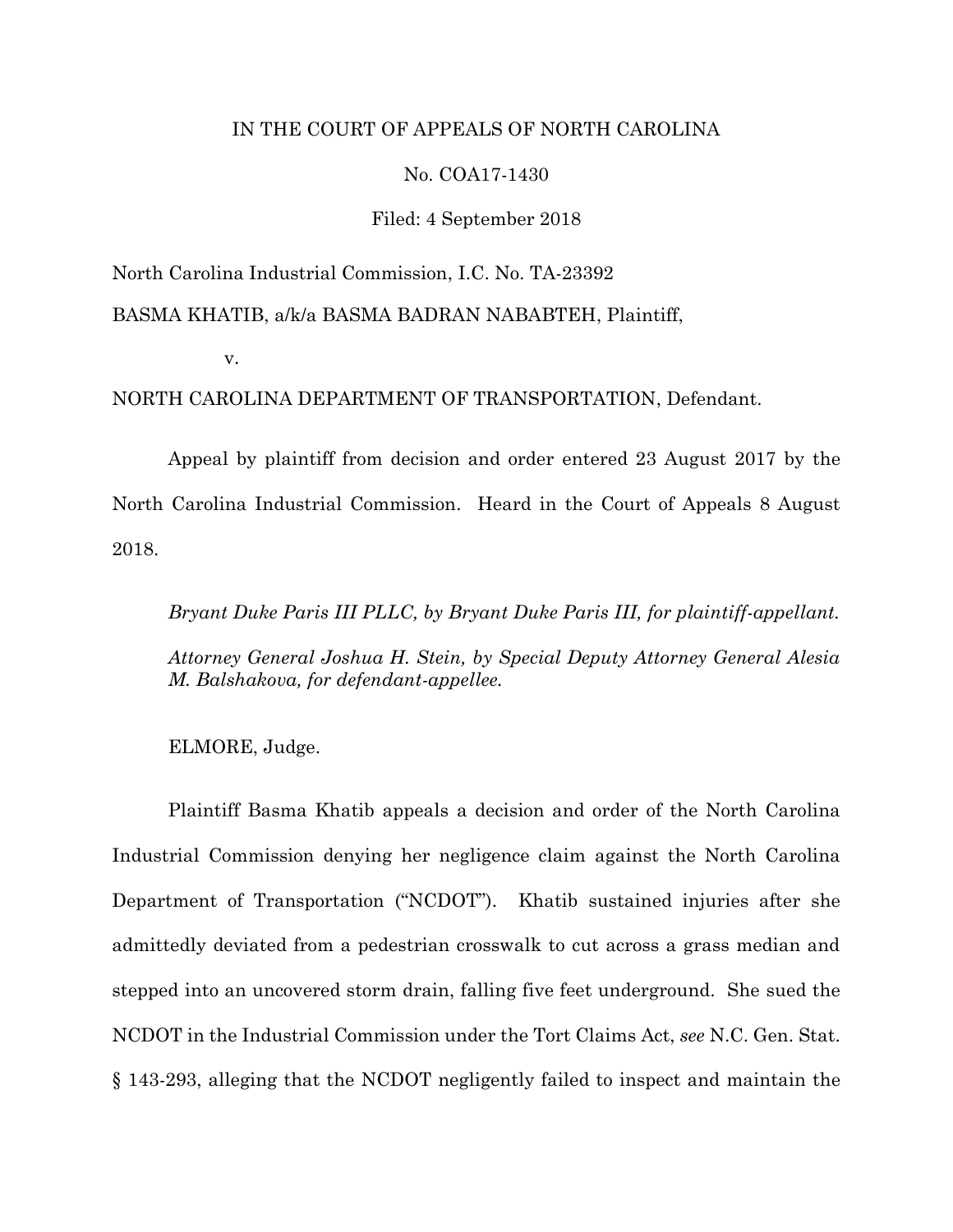IN THE COURT OF APPEALS OF NORTH CAROLINA

No. COA17-1430

Filed: 4 September 2018

North Carolina Industrial Commission, I.C. No. TA-23392

BASMA KHATIB, a/k/a BASMA BADRAN NABABTEH, Plaintiff,

v.

NORTH CAROLINA DEPARTMENT OF TRANSPORTATION, Defendant.

Appeal by plaintiff from decision and order entered 23 August 2017 by the North Carolina Industrial Commission. Heard in the Court of Appeals 8 August 2018.

*Bryant Duke Paris III PLLC, by Bryant Duke Paris III, for plaintiff-appellant.*

*Attorney General Joshua H. Stein, by Special Deputy Attorney General Alesia M. Balshakova, for defendant-appellee.*

ELMORE, Judge.

Plaintiff Basma Khatib appeals a decision and order of the North Carolina Industrial Commission denying her negligence claim against the North Carolina Department of Transportation ("NCDOT"). Khatib sustained injuries after she admittedly deviated from a pedestrian crosswalk to cut across a grass median and stepped into an uncovered storm drain, falling five feet underground. She sued the NCDOT in the Industrial Commission under the Tort Claims Act, *see* N.C. Gen. Stat. § 143-293, alleging that the NCDOT negligently failed to inspect and maintain the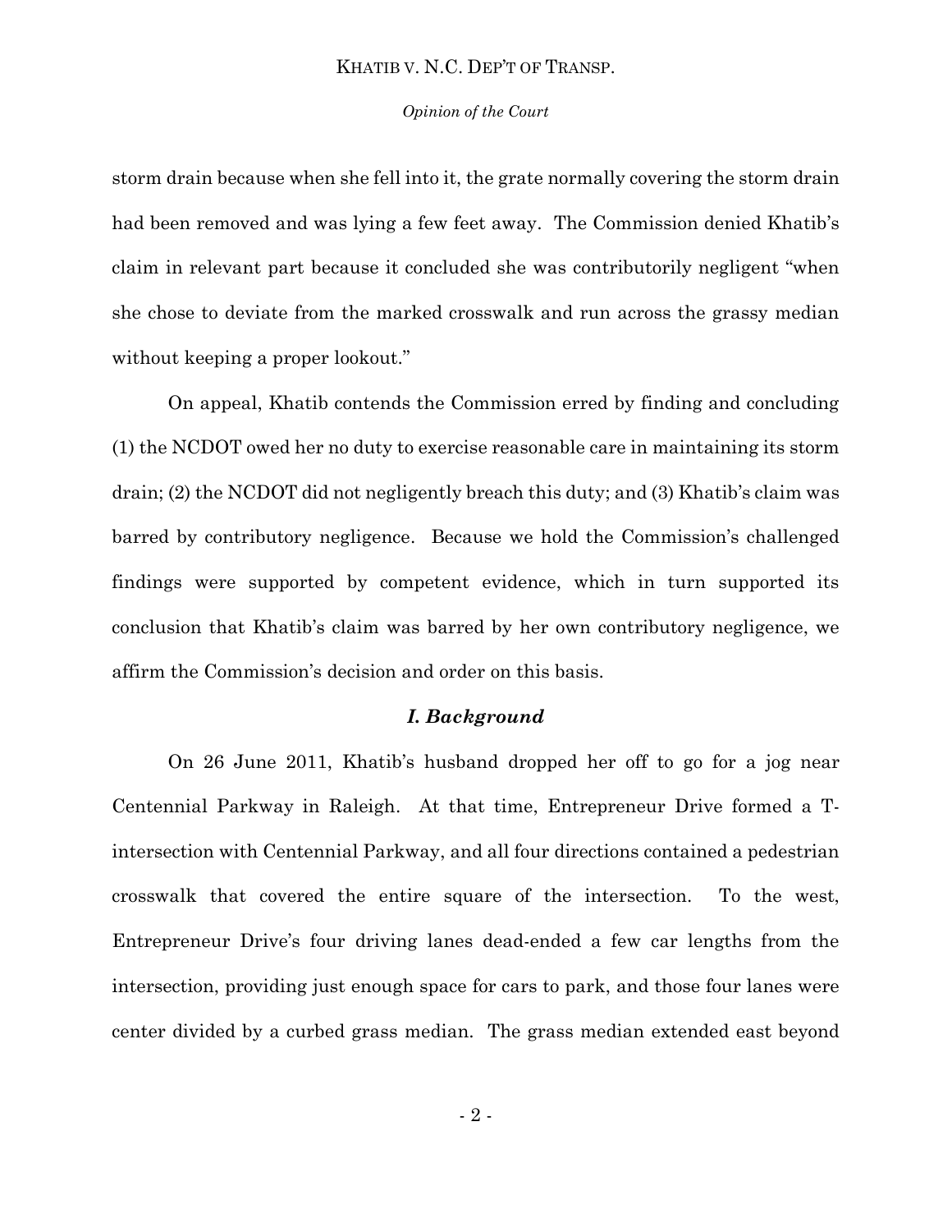storm drain because when she fell into it, the grate normally covering the storm drain had been removed and was lying a few feet away. The Commission denied Khatib's claim in relevant part because it concluded she was contributorily negligent "when she chose to deviate from the marked crosswalk and run across the grassy median without keeping a proper lookout."

On appeal, Khatib contends the Commission erred by finding and concluding (1) the NCDOT owed her no duty to exercise reasonable care in maintaining its storm drain; (2) the NCDOT did not negligently breach this duty; and (3) Khatib's claim was barred by contributory negligence. Because we hold the Commission's challenged findings were supported by competent evidence, which in turn supported its conclusion that Khatib's claim was barred by her own contributory negligence, we affirm the Commission's decision and order on this basis.

## *I. Background*

On 26 June 2011, Khatib's husband dropped her off to go for a jog near Centennial Parkway in Raleigh. At that time, Entrepreneur Drive formed a T-intersection with Centennial Parkway, and all four directions contained a pedestrian crosswalk that covered the entire square of the intersection. To the west, Entrepreneur Drive's four driving lanes dead-ended a few car lengths from the intersection, providing just enough space for cars to park, and those four lanes were center divided by a curbed grass median. The grass median extended east beyond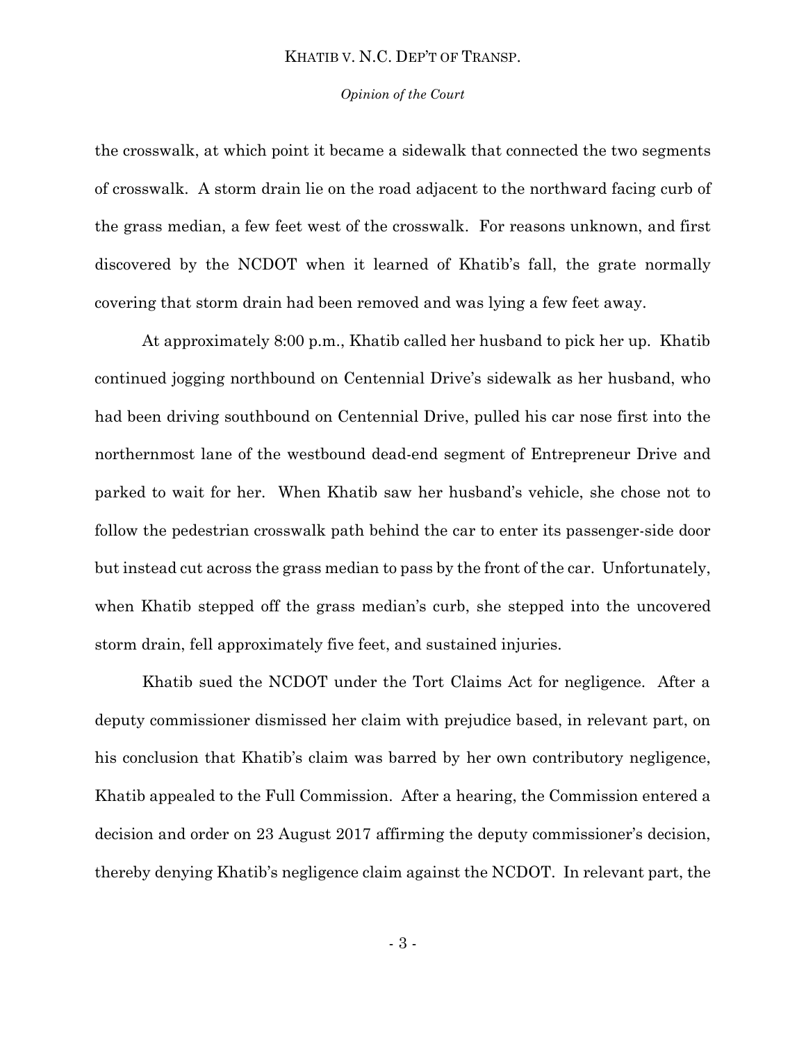the crosswalk, at which point it became a sidewalk that connected the two segments of crosswalk. A storm drain lie on the road adjacent to the northward facing curb of the grass median, a few feet west of the crosswalk. For reasons unknown, and first discovered by the NCDOT when it learned of Khatib's fall, the grate normally covering that storm drain had been removed and was lying a few feet away.

At approximately 8:00 p.m., Khatib called her husband to pick her up. Khatib continued jogging northbound on Centennial Drive's sidewalk as her husband, who had been driving southbound on Centennial Drive, pulled his car nose first into the northernmost lane of the westbound dead-end segment of Entrepreneur Drive and parked to wait for her. When Khatib saw her husband's vehicle, she chose not to follow the pedestrian crosswalk path behind the car to enter its passenger-side door but instead cut across the grass median to pass by the front of the car. Unfortunately, when Khatib stepped off the grass median's curb, she stepped into the uncovered storm drain, fell approximately five feet, and sustained injuries.

Khatib sued the NCDOT under the Tort Claims Act for negligence. After a deputy commissioner dismissed her claim with prejudice based, in relevant part, on his conclusion that Khatib's claim was barred by her own contributory negligence, Khatib appealed to the Full Commission. After a hearing, the Commission entered a decision and order on 23 August 2017 affirming the deputy commissioner's decision, thereby denying Khatib's negligence claim against the NCDOT. In relevant part, the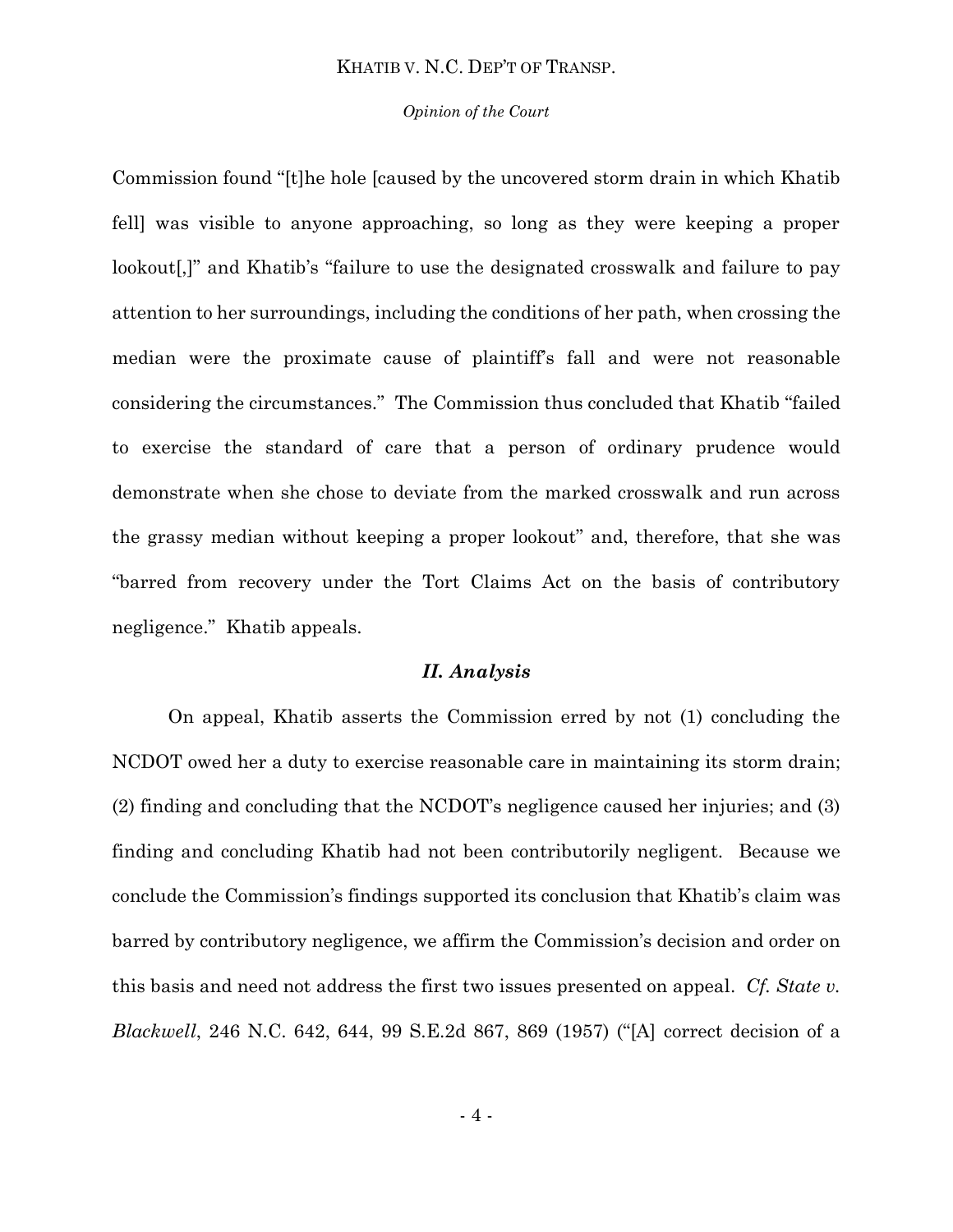Commission found "[t]he hole [caused by the uncovered storm drain in which Khatib fell] was visible to anyone approaching, so long as they were keeping a proper lookout[,]" and Khatib's "failure to use the designated crosswalk and failure to pay attention to her surroundings, including the conditions of her path, when crossing the median were the proximate cause of plaintiff's fall and were not reasonable considering the circumstances." The Commission thus concluded that Khatib "failed to exercise the standard of care that a person of ordinary prudence would demonstrate when she chose to deviate from the marked crosswalk and run across the grassy median without keeping a proper lookout" and, therefore, that she was "barred from recovery under the Tort Claims Act on the basis of contributory negligence." Khatib appeals.

## *II. Analysis*

On appeal, Khatib asserts the Commission erred by not (1) concluding the NCDOT owed her a duty to exercise reasonable care in maintaining its storm drain; (2) finding and concluding that the NCDOT's negligence caused her injuries; and (3) finding and concluding Khatib had not been contributorily negligent. Because we conclude the Commission's findings supported its conclusion that Khatib's claim was barred by contributory negligence, we affirm the Commission's decision and order on this basis and need not address the first two issues presented on appeal. *Cf. State v. Blackwell*, 246 N.C. 642, 644, 99 S.E.2d 867, 869 (1957) ("[A] correct decision of a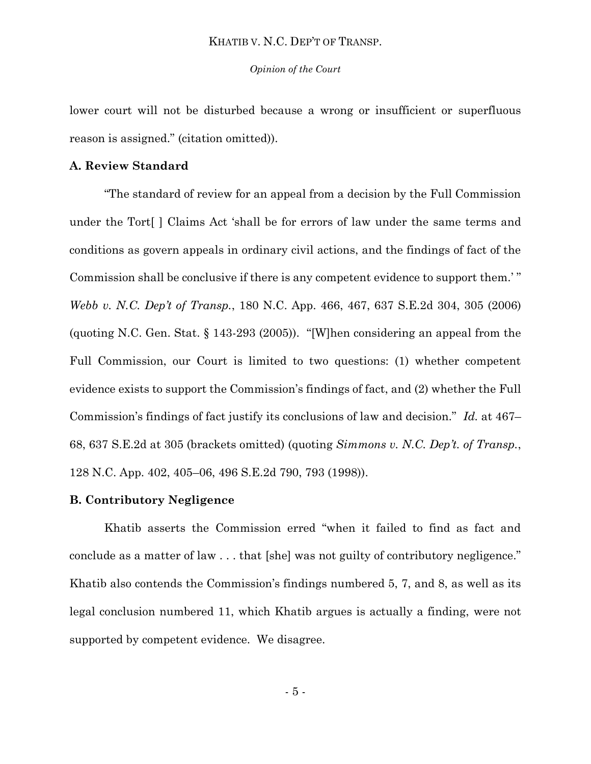lower court will not be disturbed because a wrong or insufficient or superfluous reason is assigned." (citation omitted)).

**A. Review Standard**

"The standard of review for an appeal from a decision by the Full Commission under the Tort[ ] Claims Act 'shall be for errors of law under the same terms and conditions as govern appeals in ordinary civil actions, and the findings of fact of the Commission shall be conclusive if there is any competent evidence to support them.' " *Webb v. N.C. Dep't of Transp.*, 180 N.C. App. 466, 467, 637 S.E.2d 304, 305 (2006) (quoting N.C. Gen. Stat. § 143-293 (2005)). "[W]hen considering an appeal from the Full Commission, our Court is limited to two questions: (1) whether competent evidence exists to support the Commission's findings of fact, and (2) whether the Full Commission's findings of fact justify its conclusions of law and decision." *Id.* at 467–68, 637 S.E.2d at 305 (brackets omitted) (quoting *Simmons v. N.C. Dep't. of Transp.*, 128 N.C. App. 402, 405–06, 496 S.E.2d 790, 793 (1998)).

**B. Contributory Negligence**

Khatib asserts the Commission erred "when it failed to find as fact and conclude as a matter of law . . . that [she] was not guilty of contributory negligence." Khatib also contends the Commission's findings numbered 5, 7, and 8, as well as its legal conclusion numbered 11, which Khatib argues is actually a finding, were not supported by competent evidence. We disagree.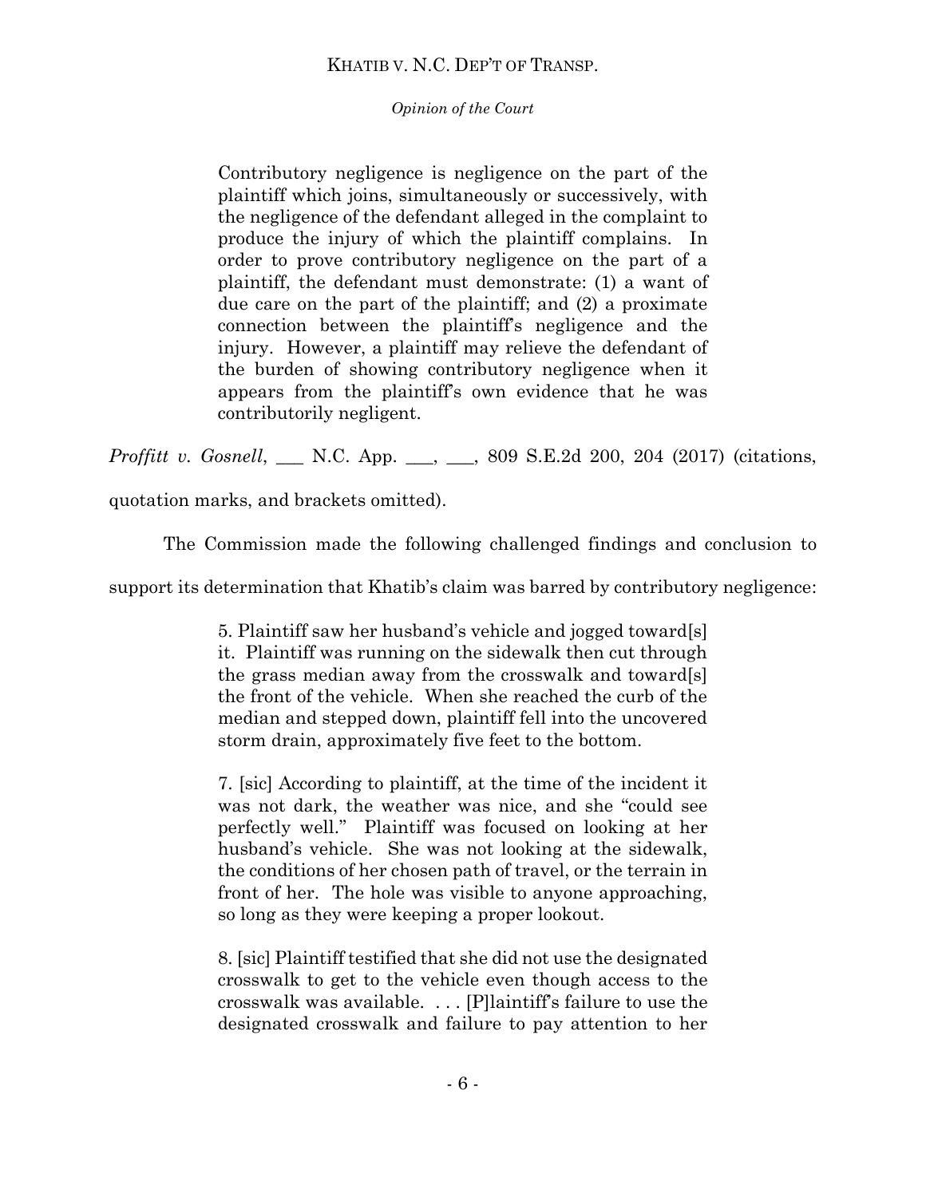> Contributory negligence is negligence on the part of the plaintiff which joins, simultaneously or successively, with the negligence of the defendant alleged in the complaint to produce the injury of which the plaintiff complains. In order to prove contributory negligence on the part of a plaintiff, the defendant must demonstrate: (1) a want of due care on the part of the plaintiff; and (2) a proximate connection between the plaintiff's negligence and the injury. However, a plaintiff may relieve the defendant of the burden of showing contributory negligence when it appears from the plaintiff's own evidence that he was contributorily negligent.

*Proffitt v. Gosnell*, ___ N.C. App. ___, ___, 809 S.E.2d 200, 204 (2017) (citations, quotation marks, and brackets omitted).

The Commission made the following challenged findings and conclusion to support its determination that Khatib's claim was barred by contributory negligence:

> 5. Plaintiff saw her husband's vehicle and jogged toward[s] it. Plaintiff was running on the sidewalk then cut through the grass median away from the crosswalk and toward[s] the front of the vehicle. When she reached the curb of the median and stepped down, plaintiff fell into the uncovered storm drain, approximately five feet to the bottom.
>
> 7. [sic] According to plaintiff, at the time of the incident it was not dark, the weather was nice, and she "could see perfectly well." Plaintiff was focused on looking at her husband's vehicle. She was not looking at the sidewalk, the conditions of her chosen path of travel, or the terrain in front of her. The hole was visible to anyone approaching, so long as they were keeping a proper lookout.
>
> 8. [sic] Plaintiff testified that she did not use the designated crosswalk to get to the vehicle even though access to the crosswalk was available. . . . [P]laintiff's failure to use the designated crosswalk and failure to pay attention to her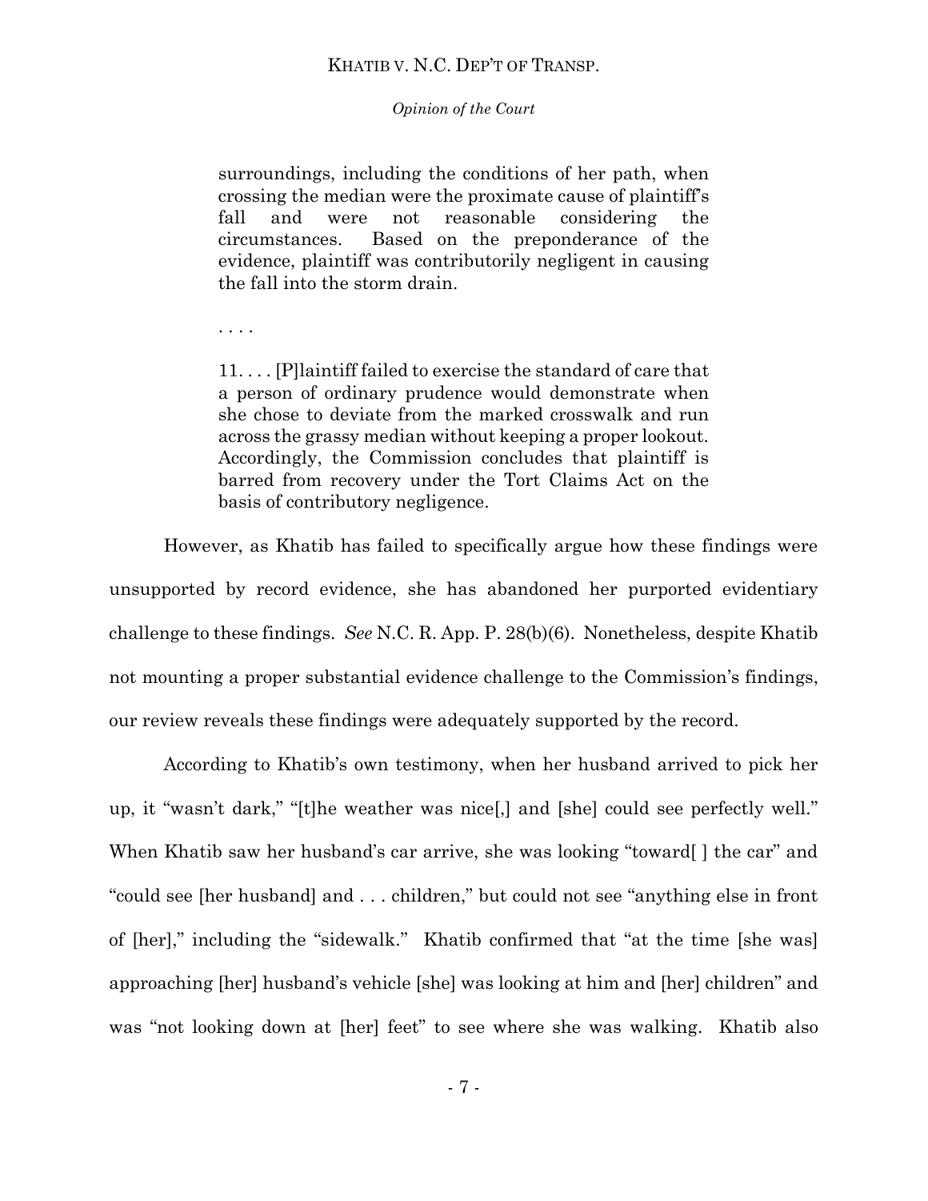> surroundings, including the conditions of her path, when crossing the median were the proximate cause of plaintiff's fall and were not reasonable considering the circumstances. Based on the preponderance of the evidence, plaintiff was contributorily negligent in causing the fall into the storm drain.
>
> . . . .
>
> 11. . . . [P]laintiff failed to exercise the standard of care that a person of ordinary prudence would demonstrate when she chose to deviate from the marked crosswalk and run across the grassy median without keeping a proper lookout. Accordingly, the Commission concludes that plaintiff is barred from recovery under the Tort Claims Act on the basis of contributory negligence.

However, as Khatib has failed to specifically argue how these findings were unsupported by record evidence, she has abandoned her purported evidentiary challenge to these findings. *See* N.C. R. App. P. 28(b)(6). Nonetheless, despite Khatib not mounting a proper substantial evidence challenge to the Commission's findings, our review reveals these findings were adequately supported by the record.

According to Khatib's own testimony, when her husband arrived to pick her up, it "wasn't dark," "[t]he weather was nice[,] and [she] could see perfectly well." When Khatib saw her husband's car arrive, she was looking "toward[ ] the car" and "could see [her husband] and . . . children," but could not see "anything else in front of [her]," including the "sidewalk." Khatib confirmed that "at the time [she was] approaching [her] husband's vehicle [she] was looking at him and [her] children" and was "not looking down at [her] feet" to see where she was walking. Khatib also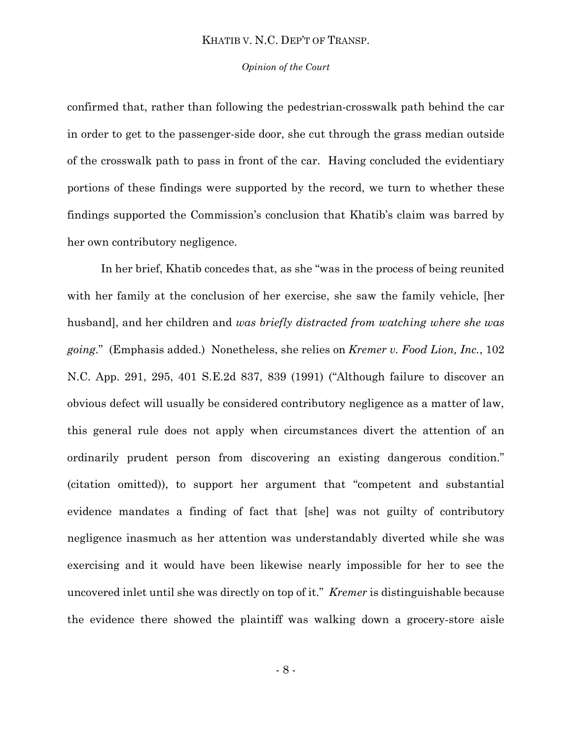confirmed that, rather than following the pedestrian-crosswalk path behind the car in order to get to the passenger-side door, she cut through the grass median outside of the crosswalk path to pass in front of the car. Having concluded the evidentiary portions of these findings were supported by the record, we turn to whether these findings supported the Commission's conclusion that Khatib's claim was barred by her own contributory negligence.

In her brief, Khatib concedes that, as she "was in the process of being reunited with her family at the conclusion of her exercise, she saw the family vehicle, [her husband], and her children and *was briefly distracted from watching where she was going*." (Emphasis added.) Nonetheless, she relies on *Kremer v. Food Lion, Inc.*, 102 N.C. App. 291, 295, 401 S.E.2d 837, 839 (1991) ("Although failure to discover an obvious defect will usually be considered contributory negligence as a matter of law, this general rule does not apply when circumstances divert the attention of an ordinarily prudent person from discovering an existing dangerous condition." (citation omitted)), to support her argument that "competent and substantial evidence mandates a finding of fact that [she] was not guilty of contributory negligence inasmuch as her attention was understandably diverted while she was exercising and it would have been likewise nearly impossible for her to see the uncovered inlet until she was directly on top of it." *Kremer* is distinguishable because the evidence there showed the plaintiff was walking down a grocery-store aisle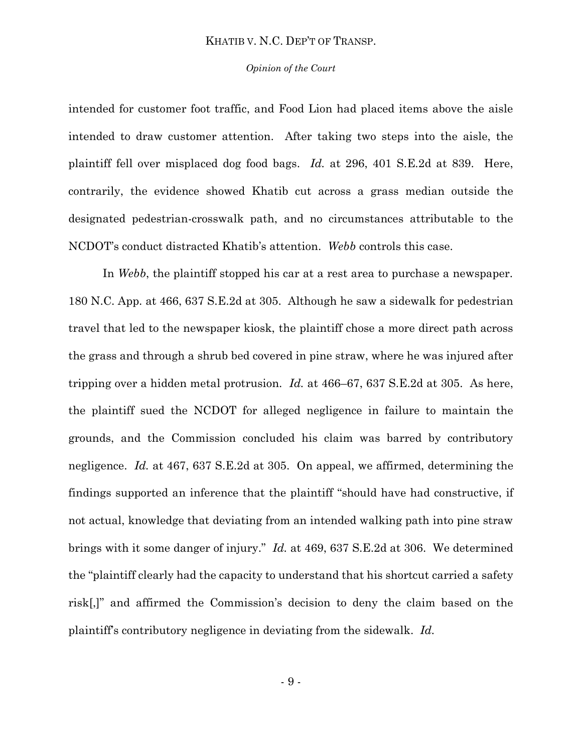intended for customer foot traffic, and Food Lion had placed items above the aisle intended to draw customer attention. After taking two steps into the aisle, the plaintiff fell over misplaced dog food bags. *Id.* at 296, 401 S.E.2d at 839. Here, contrarily, the evidence showed Khatib cut across a grass median outside the designated pedestrian-crosswalk path, and no circumstances attributable to the NCDOT's conduct distracted Khatib's attention. *Webb* controls this case.

In *Webb*, the plaintiff stopped his car at a rest area to purchase a newspaper. 180 N.C. App. at 466, 637 S.E.2d at 305. Although he saw a sidewalk for pedestrian travel that led to the newspaper kiosk, the plaintiff chose a more direct path across the grass and through a shrub bed covered in pine straw, where he was injured after tripping over a hidden metal protrusion. *Id.* at 466–67, 637 S.E.2d at 305. As here, the plaintiff sued the NCDOT for alleged negligence in failure to maintain the grounds, and the Commission concluded his claim was barred by contributory negligence. *Id.* at 467, 637 S.E.2d at 305. On appeal, we affirmed, determining the findings supported an inference that the plaintiff "should have had constructive, if not actual, knowledge that deviating from an intended walking path into pine straw brings with it some danger of injury." *Id.* at 469, 637 S.E.2d at 306. We determined the "plaintiff clearly had the capacity to understand that his shortcut carried a safety risk[,]" and affirmed the Commission's decision to deny the claim based on the plaintiff's contributory negligence in deviating from the sidewalk. *Id.*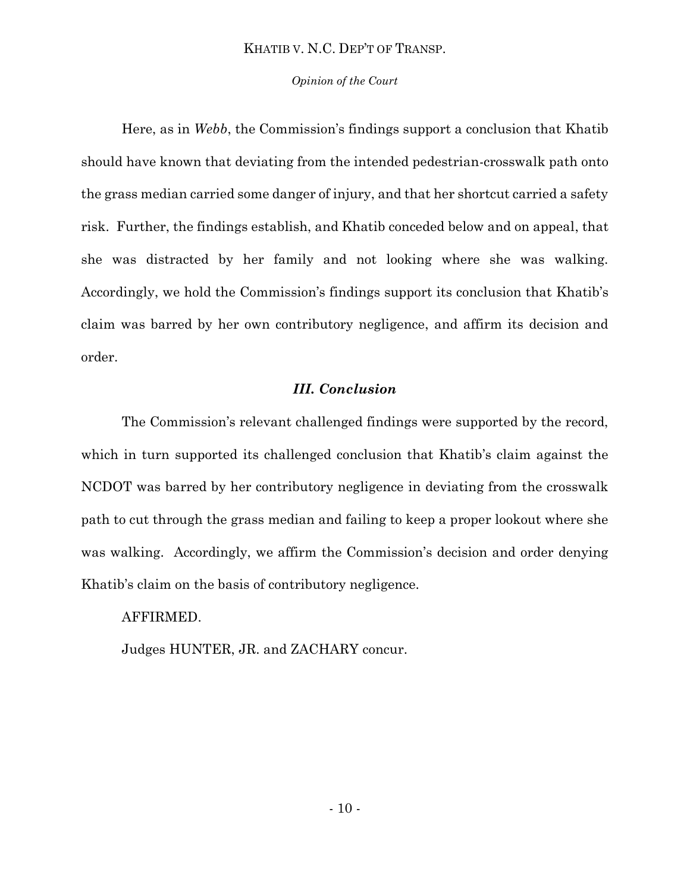Here, as in *Webb*, the Commission's findings support a conclusion that Khatib should have known that deviating from the intended pedestrian-crosswalk path onto the grass median carried some danger of injury, and that her shortcut carried a safety risk. Further, the findings establish, and Khatib conceded below and on appeal, that she was distracted by her family and not looking where she was walking. Accordingly, we hold the Commission's findings support its conclusion that Khatib's claim was barred by her own contributory negligence, and affirm its decision and order.

### *III. Conclusion*

The Commission's relevant challenged findings were supported by the record, which in turn supported its challenged conclusion that Khatib's claim against the NCDOT was barred by her contributory negligence in deviating from the crosswalk path to cut through the grass median and failing to keep a proper lookout where she was walking. Accordingly, we affirm the Commission's decision and order denying Khatib's claim on the basis of contributory negligence.

AFFIRMED.

Judges HUNTER, JR. and ZACHARY concur.